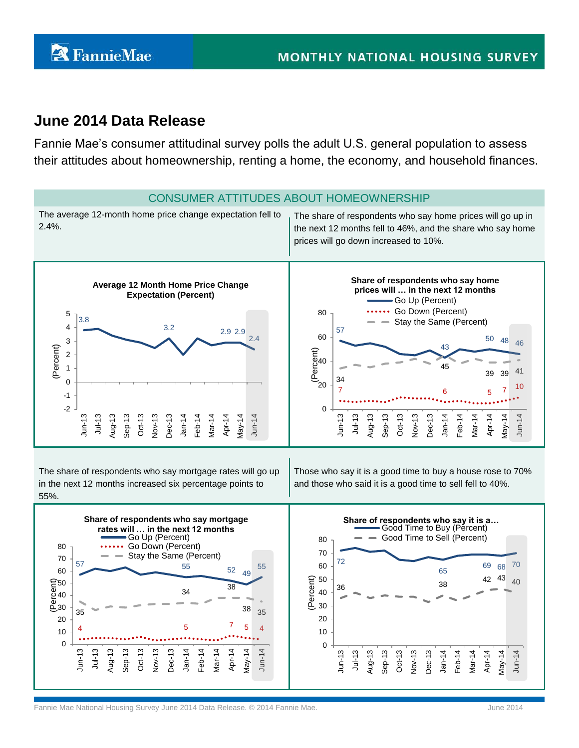# June 2014 Data Release

Fannie Mae's consumer attitudinal survey polls the adult U.S. general population to assess their attitudes about homeownership, renting a home, the economy, and household finances.

## CONSUMER ATTITUDES ABOUT HOMEOWNERSHIP

The average 12-month home price change expectation fell to 2.4%.

The share of respondents who say home prices will go up in the next 12 months fell to 46%, and the share who say home prices will go down increased to 10%.

**Average 12 Month Home Price Change Expectation (Percent)**

| | Jun-13 | Dec-13 | Apr-14 | May-14 | Jun-14 |
|---|---|---|---|---|---|
| Percent | 3.8 | 3.2 | 2.9 | 2.9 | 2.4 |

**Share of respondents who say home prices will … in the next 12 months**

| | Jun-13 | Jan-14 | Apr-14 | May-14 | Jun-14 |
|---|---|---|---|---|---|
| Go Up (Percent) | 57 | 43 | 50 | 48 | 46 |
| Go Down (Percent) | 7 | 6 | 5 | 7 | 10 |
| Stay the Same (Percent) | 34 | 45 | 39 | 39 | 41 |

The share of respondents who say mortgage rates will go up in the next 12 months increased six percentage points to 55%.

Those who say it is a good time to buy a house rose to 70% and those who said it is a good time to sell fell to 40%.

**Share of respondents who say mortgage rates will … in the next 12 months**

| | Jun-13 | Jan-14 | Apr-14 | May-14 | Jun-14 |
|---|---|---|---|---|---|
| Go Up (Percent) | 57 | 55 | 52 | 49 | 55 |
| Go Down (Percent) | 4 | 5 | 7 | 5 | 4 |
| Stay the Same (Percent) | 35 | 34 | 38 | 38 | 35 |

**Share of respondents who say it is a…**

| | Jun-13 | Jan-14 | Apr-14 | May-14 | Jun-14 |
|---|---|---|---|---|---|
| Good Time to Buy (Percent) | 72 | 65 | 69 | 68 | 70 |
| Good Time to Sell (Percent) | 36 | 38 | 42 | 43 | 40 |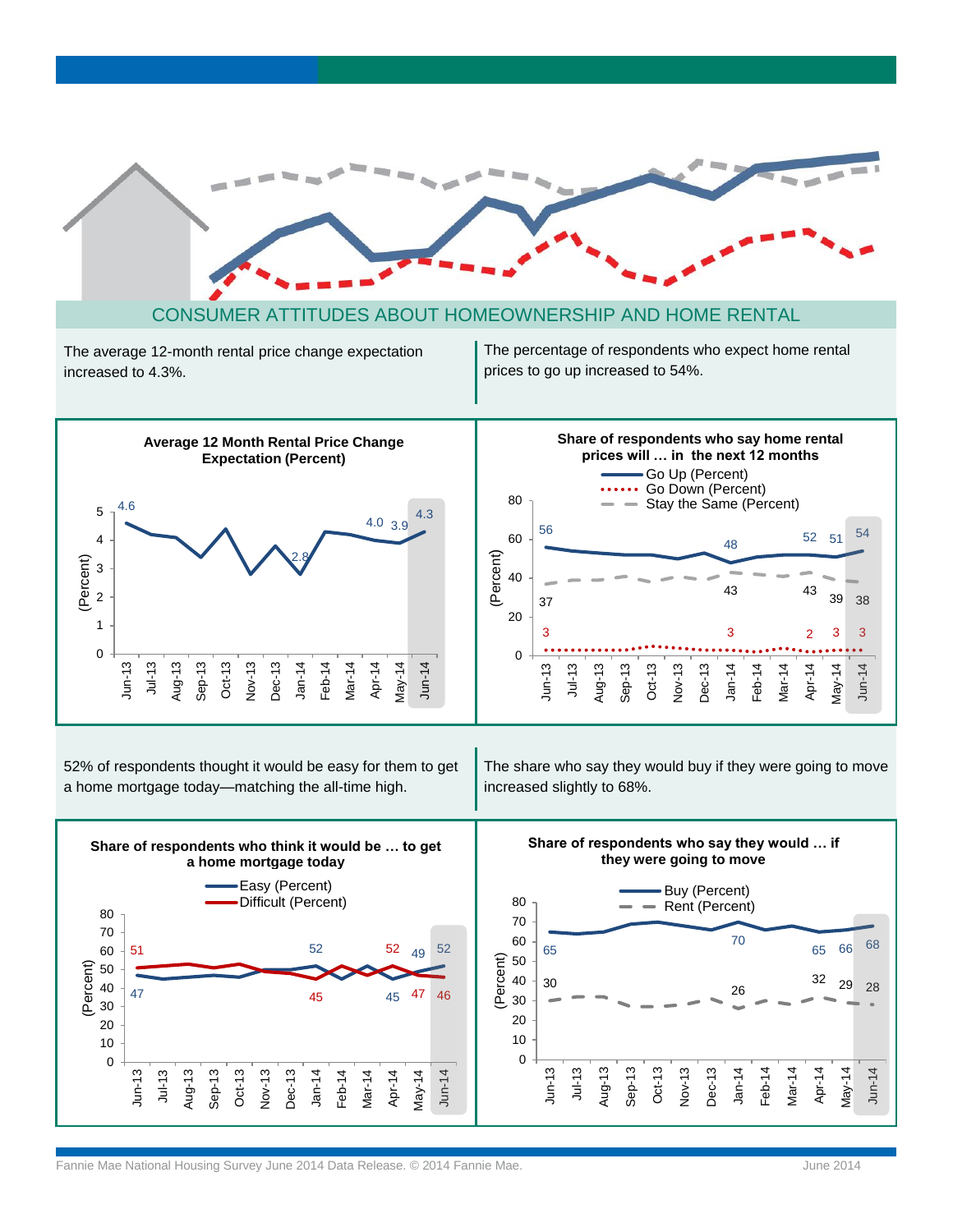## CONSUMER ATTITUDES ABOUT HOMEOWNERSHIP AND HOME RENTAL

The average 12-month rental price change expectation increased to 4.3%.

The percentage of respondents who expect home rental prices to go up increased to 54%.

**Average 12 Month Rental Price Change Expectation (Percent)**

| | Jun-13 | Jul-13 | Aug-13 | Sep-13 | Oct-13 | Nov-13 | Dec-13 | Jan-14 | Feb-14 | Mar-14 | Apr-14 | May-14 | Jun-14 |
|---|---|---|---|---|---|---|---|---|---|---|---|---|---|
| Percent | 4.6 | | | | | | | 2.8 | | | 4.0 | 3.9 | 4.3 |

**Share of respondents who say home rental prices will … in the next 12 months**

| | Jun-13 | Jan-14 | Apr-14 | May-14 | Jun-14 |
|---|---|---|---|---|---|
| Go Up (Percent) | 56 | 48 | 52 | 51 | 54 |
| Go Down (Percent) | 3 | 3 | 2 | 3 | 3 |
| Stay the Same (Percent) | 37 | 43 | 43 | 39 | 38 |

52% of respondents thought it would be easy for them to get a home mortgage today—matching the all-time high.

The share who say they would buy if they were going to move increased slightly to 68%.

**Share of respondents who think it would be … to get a home mortgage today**

| | Jun-13 | Jan-14 | Apr-14 | May-14 | Jun-14 |
|---|---|---|---|---|---|
| Easy (Percent) | 47 | 52 | 45 | 49 | 52 |
| Difficult (Percent) | 51 | 45 | 52 | 47 | 46 |

**Share of respondents who say they would … if they were going to move**

| | Jun-13 | Jan-14 | Apr-14 | May-14 | Jun-14 |
|---|---|---|---|---|---|
| Buy (Percent) | 65 | 70 | 65 | 66 | 68 |
| Rent (Percent) | 30 | 26 | 32 | 29 | 28 |

Fannie Mae National Housing Survey June 2014 Data Release. © 2014 Fannie Mae.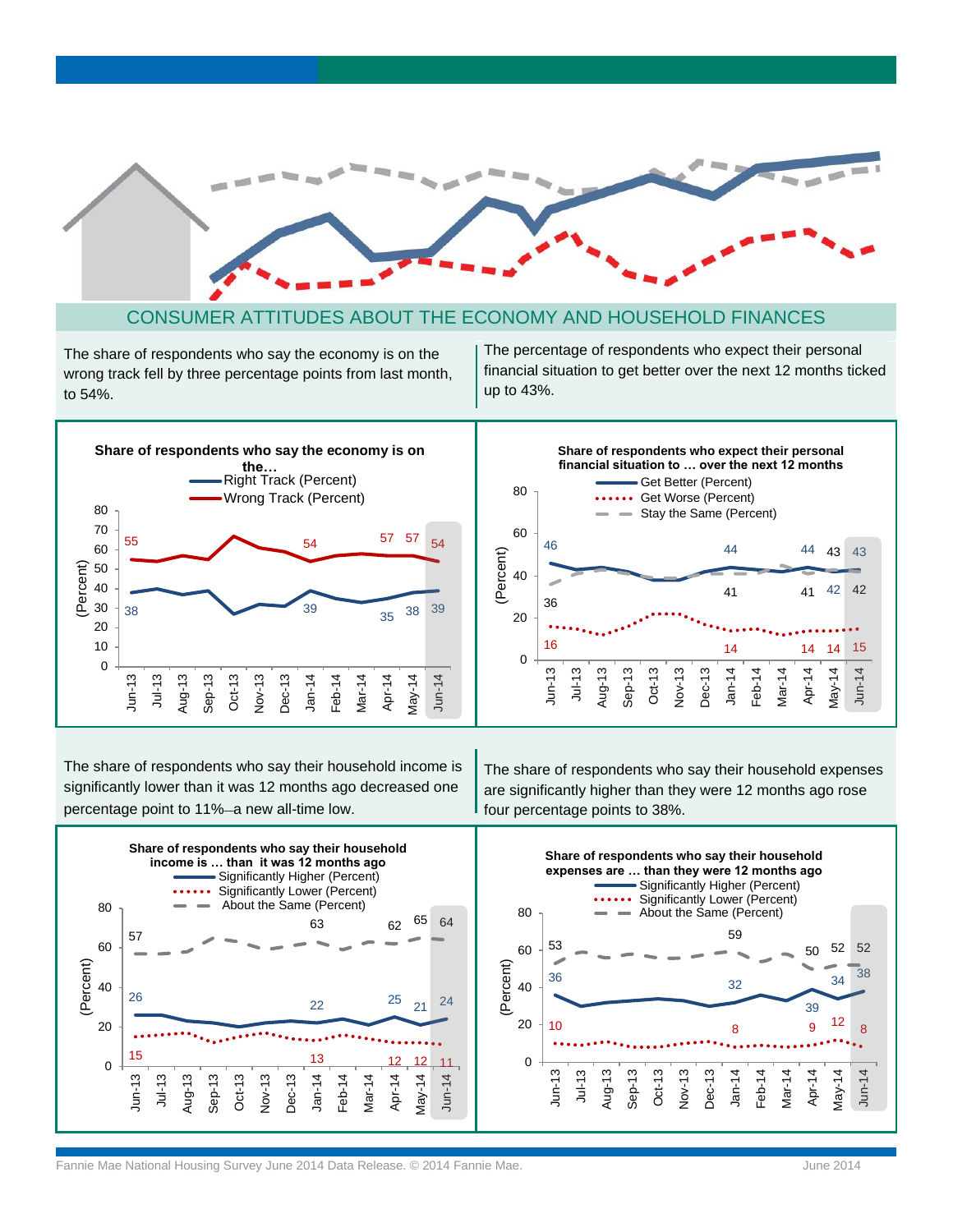# CONSUMER ATTITUDES ABOUT THE ECONOMY AND HOUSEHOLD FINANCES

The share of respondents who say the economy is on the wrong track fell by three percentage points from last month, to 54%.

**Share of respondents who say the economy is on the…**

| | Jun-13 | Jan-14 | Apr-14 | May-14 | Jun-14 |
|---|---|---|---|---|---|
| Right Track (Percent) | 38 | 39 | 35 | 38 | 39 |
| Wrong Track (Percent) | 55 | 54 | 57 | 57 | 54 |

The percentage of respondents who expect their personal financial situation to get better over the next 12 months ticked up to 43%.

**Share of respondents who expect their personal financial situation to … over the next 12 months**

| | Jun-13 | Jan-14 | Apr-14 | May-14 | Jun-14 |
|---|---|---|---|---|---|
| Get Better (Percent) | 46 | 44 | 44 | 43 | 43 |
| Get Worse (Percent) | 16 | 14 | 14 | 14 | 15 |
| Stay the Same (Percent) | 36 | 41 | 41 | 42 | 42 |

The share of respondents who say their household income is significantly lower than it was 12 months ago decreased one percentage point to 11%–a new all-time low.

**Share of respondents who say their household income is … than it was 12 months ago**

| | Jun-13 | Jan-14 | Apr-14 | May-14 | Jun-14 |
|---|---|---|---|---|---|
| Significantly Higher (Percent) | 26 | 22 | 25 | 21 | 24 |
| Significantly Lower (Percent) | 15 | 13 | 12 | 12 | 11 |
| About the Same (Percent) | 57 | 63 | 62 | 65 | 64 |

The share of respondents who say their household expenses are significantly higher than they were 12 months ago rose four percentage points to 38%.

**Share of respondents who say their household expenses are … than they were 12 months ago**

| | Jun-13 | Jan-14 | Apr-14 | May-14 | Jun-14 |
|---|---|---|---|---|---|
| Significantly Higher (Percent) | 36 | 32 | 39 | 34 | 38 |
| Significantly Lower (Percent) | 10 | 8 | 9 | 12 | 8 |
| About the Same (Percent) | 53 | 59 | 50 | 52 | 52 |

Fannie Mae National Housing Survey June 2014 Data Release. © 2014 Fannie Mae.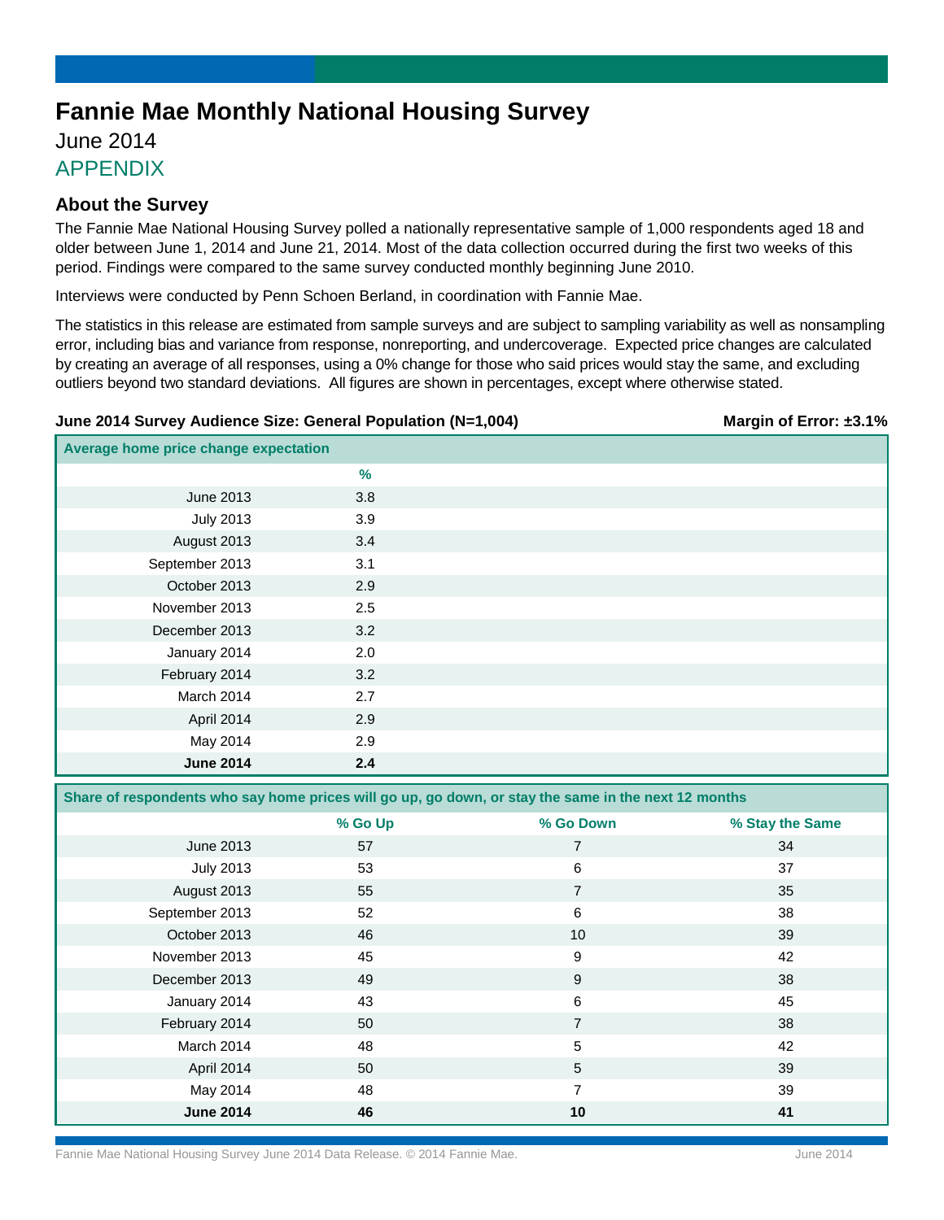# Fannie Mae Monthly National Housing Survey

June 2014

APPENDIX

## About the Survey

The Fannie Mae National Housing Survey polled a nationally representative sample of 1,000 respondents aged 18 and older between June 1, 2014 and June 21, 2014. Most of the data collection occurred during the first two weeks of this period. Findings were compared to the same survey conducted monthly beginning June 2010.

Interviews were conducted by Penn Schoen Berland, in coordination with Fannie Mae.

The statistics in this release are estimated from sample surveys and are subject to sampling variability as well as nonsampling error, including bias and variance from response, nonreporting, and undercoverage. Expected price changes are calculated by creating an average of all responses, using a 0% change for those who said prices would stay the same, and excluding outliers beyond two standard deviations. All figures are shown in percentages, except where otherwise stated.

**June 2014 Survey Audience Size: General Population (N=1,004)** **Margin of Error: ±3.1%**

**Average home price change expectation**

| | % |
|---|---|
| June 2013 | 3.8 |
| July 2013 | 3.9 |
| August 2013 | 3.4 |
| September 2013 | 3.1 |
| October 2013 | 2.9 |
| November 2013 | 2.5 |
| December 2013 | 3.2 |
| January 2014 | 2.0 |
| February 2014 | 3.2 |
| March 2014 | 2.7 |
| April 2014 | 2.9 |
| May 2014 | 2.9 |
| **June 2014** | **2.4** |

**Share of respondents who say home prices will go up, go down, or stay the same in the next 12 months**

| | % Go Up | % Go Down | % Stay the Same |
|---|---|---|---|
| June 2013 | 57 | 7 | 34 |
| July 2013 | 53 | 6 | 37 |
| August 2013 | 55 | 7 | 35 |
| September 2013 | 52 | 6 | 38 |
| October 2013 | 46 | 10 | 39 |
| November 2013 | 45 | 9 | 42 |
| December 2013 | 49 | 9 | 38 |
| January 2014 | 43 | 6 | 45 |
| February 2014 | 50 | 7 | 38 |
| March 2014 | 48 | 5 | 42 |
| April 2014 | 50 | 5 | 39 |
| May 2014 | 48 | 7 | 39 |
| **June 2014** | **46** | **10** | **41** |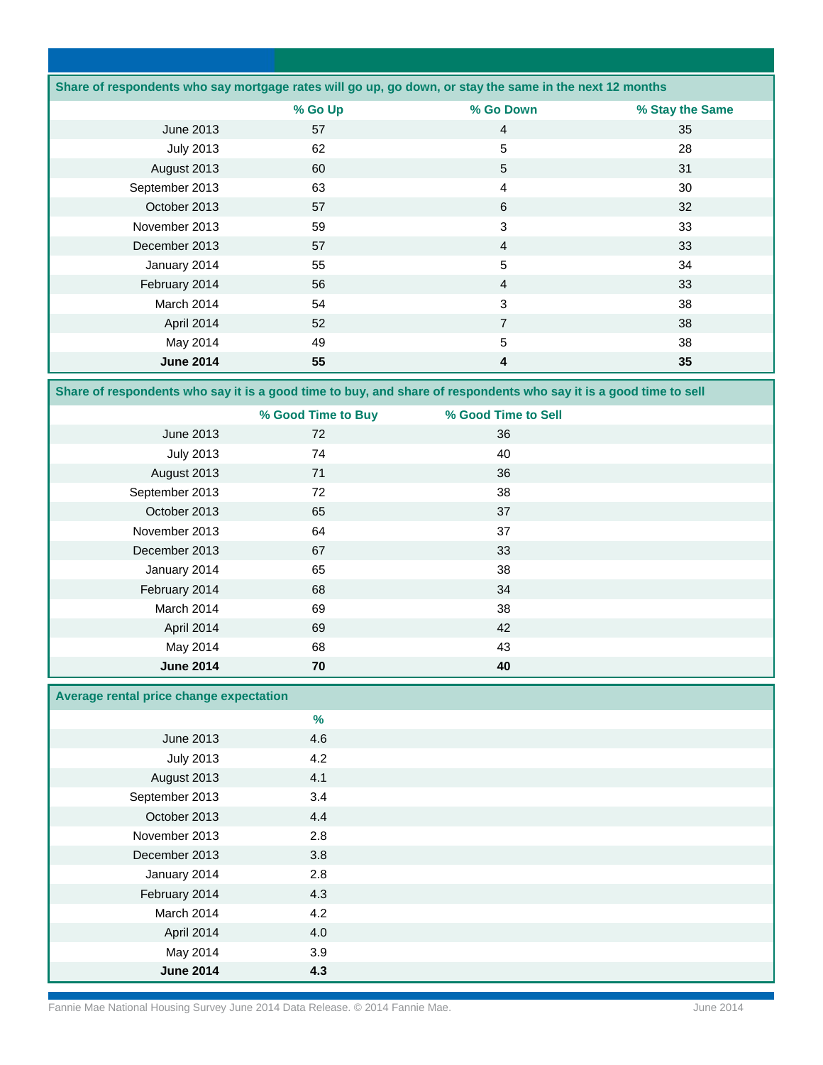**Share of respondents who say mortgage rates will go up, go down, or stay the same in the next 12 months**

| | % Go Up | % Go Down | % Stay the Same |
|---|---|---|---|
| June 2013 | 57 | 4 | 35 |
| July 2013 | 62 | 5 | 28 |
| August 2013 | 60 | 5 | 31 |
| September 2013 | 63 | 4 | 30 |
| October 2013 | 57 | 6 | 32 |
| November 2013 | 59 | 3 | 33 |
| December 2013 | 57 | 4 | 33 |
| January 2014 | 55 | 5 | 34 |
| February 2014 | 56 | 4 | 33 |
| March 2014 | 54 | 3 | 38 |
| April 2014 | 52 | 7 | 38 |
| May 2014 | 49 | 5 | 38 |
| **June 2014** | **55** | **4** | **35** |

**Share of respondents who say it is a good time to buy, and share of respondents who say it is a good time to sell**

| | % Good Time to Buy | % Good Time to Sell |
|---|---|---|
| June 2013 | 72 | 36 |
| July 2013 | 74 | 40 |
| August 2013 | 71 | 36 |
| September 2013 | 72 | 38 |
| October 2013 | 65 | 37 |
| November 2013 | 64 | 37 |
| December 2013 | 67 | 33 |
| January 2014 | 65 | 38 |
| February 2014 | 68 | 34 |
| March 2014 | 69 | 38 |
| April 2014 | 69 | 42 |
| May 2014 | 68 | 43 |
| **June 2014** | **70** | **40** |

**Average rental price change expectation**

| | % |
|---|---|
| June 2013 | 4.6 |
| July 2013 | 4.2 |
| August 2013 | 4.1 |
| September 2013 | 3.4 |
| October 2013 | 4.4 |
| November 2013 | 2.8 |
| December 2013 | 3.8 |
| January 2014 | 2.8 |
| February 2014 | 4.3 |
| March 2014 | 4.2 |
| April 2014 | 4.0 |
| May 2014 | 3.9 |
| **June 2014** | **4.3** |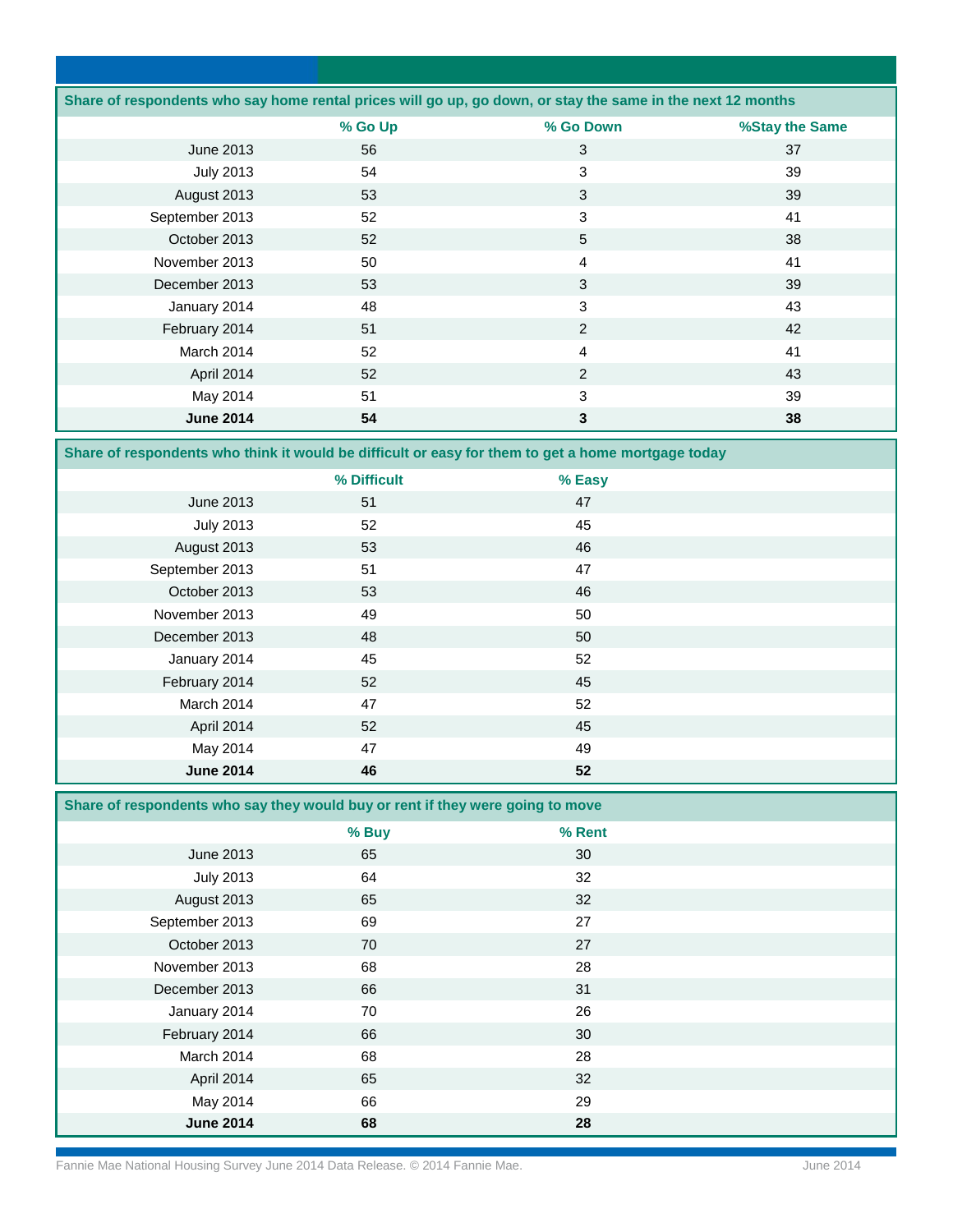**Share of respondents who say home rental prices will go up, go down, or stay the same in the next 12 months**

| | % Go Up | % Go Down | %Stay the Same |
|---|---|---|---|
| June 2013 | 56 | 3 | 37 |
| July 2013 | 54 | 3 | 39 |
| August 2013 | 53 | 3 | 39 |
| September 2013 | 52 | 3 | 41 |
| October 2013 | 52 | 5 | 38 |
| November 2013 | 50 | 4 | 41 |
| December 2013 | 53 | 3 | 39 |
| January 2014 | 48 | 3 | 43 |
| February 2014 | 51 | 2 | 42 |
| March 2014 | 52 | 4 | 41 |
| April 2014 | 52 | 2 | 43 |
| May 2014 | 51 | 3 | 39 |
| **June 2014** | **54** | **3** | **38** |

**Share of respondents who think it would be difficult or easy for them to get a home mortgage today**

| | % Difficult | % Easy |
|---|---|---|
| June 2013 | 51 | 47 |
| July 2013 | 52 | 45 |
| August 2013 | 53 | 46 |
| September 2013 | 51 | 47 |
| October 2013 | 53 | 46 |
| November 2013 | 49 | 50 |
| December 2013 | 48 | 50 |
| January 2014 | 45 | 52 |
| February 2014 | 52 | 45 |
| March 2014 | 47 | 52 |
| April 2014 | 52 | 45 |
| May 2014 | 47 | 49 |
| **June 2014** | **46** | **52** |

**Share of respondents who say they would buy or rent if they were going to move**

| | % Buy | % Rent |
|---|---|---|
| June 2013 | 65 | 30 |
| July 2013 | 64 | 32 |
| August 2013 | 65 | 32 |
| September 2013 | 69 | 27 |
| October 2013 | 70 | 27 |
| November 2013 | 68 | 28 |
| December 2013 | 66 | 31 |
| January 2014 | 70 | 26 |
| February 2014 | 66 | 30 |
| March 2014 | 68 | 28 |
| April 2014 | 65 | 32 |
| May 2014 | 66 | 29 |
| **June 2014** | **68** | **28** |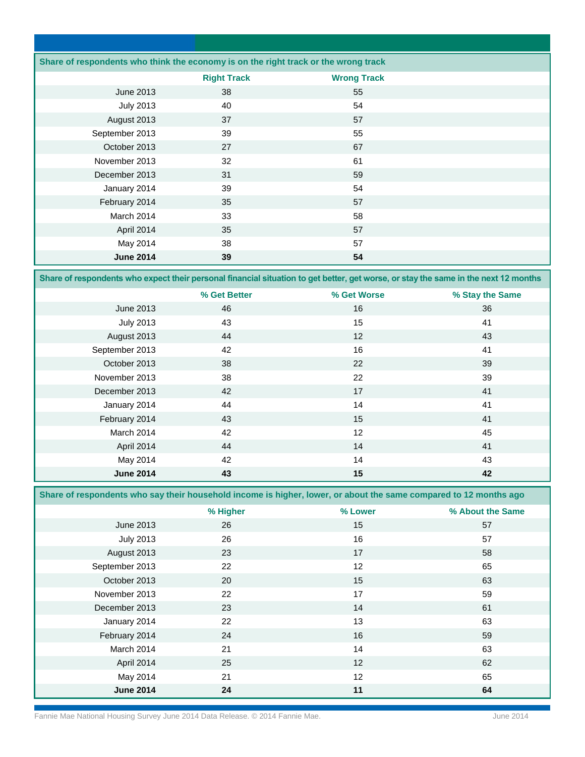**Share of respondents who think the economy is on the right track or the wrong track**

| | Right Track | Wrong Track |
|---|---|---|
| June 2013 | 38 | 55 |
| July 2013 | 40 | 54 |
| August 2013 | 37 | 57 |
| September 2013 | 39 | 55 |
| October 2013 | 27 | 67 |
| November 2013 | 32 | 61 |
| December 2013 | 31 | 59 |
| January 2014 | 39 | 54 |
| February 2014 | 35 | 57 |
| March 2014 | 33 | 58 |
| April 2014 | 35 | 57 |
| May 2014 | 38 | 57 |
| **June 2014** | **39** | **54** |

**Share of respondents who expect their personal financial situation to get better, get worse, or stay the same in the next 12 months**

| | % Get Better | % Get Worse | % Stay the Same |
|---|---|---|---|
| June 2013 | 46 | 16 | 36 |
| July 2013 | 43 | 15 | 41 |
| August 2013 | 44 | 12 | 43 |
| September 2013 | 42 | 16 | 41 |
| October 2013 | 38 | 22 | 39 |
| November 2013 | 38 | 22 | 39 |
| December 2013 | 42 | 17 | 41 |
| January 2014 | 44 | 14 | 41 |
| February 2014 | 43 | 15 | 41 |
| March 2014 | 42 | 12 | 45 |
| April 2014 | 44 | 14 | 41 |
| May 2014 | 42 | 14 | 43 |
| **June 2014** | **43** | **15** | **42** |

**Share of respondents who say their household income is higher, lower, or about the same compared to 12 months ago**

| | % Higher | % Lower | % About the Same |
|---|---|---|---|
| June 2013 | 26 | 15 | 57 |
| July 2013 | 26 | 16 | 57 |
| August 2013 | 23 | 17 | 58 |
| September 2013 | 22 | 12 | 65 |
| October 2013 | 20 | 15 | 63 |
| November 2013 | 22 | 17 | 59 |
| December 2013 | 23 | 14 | 61 |
| January 2014 | 22 | 13 | 63 |
| February 2014 | 24 | 16 | 59 |
| March 2014 | 21 | 14 | 63 |
| April 2014 | 25 | 12 | 62 |
| May 2014 | 21 | 12 | 65 |
| **June 2014** | **24** | **11** | **64** |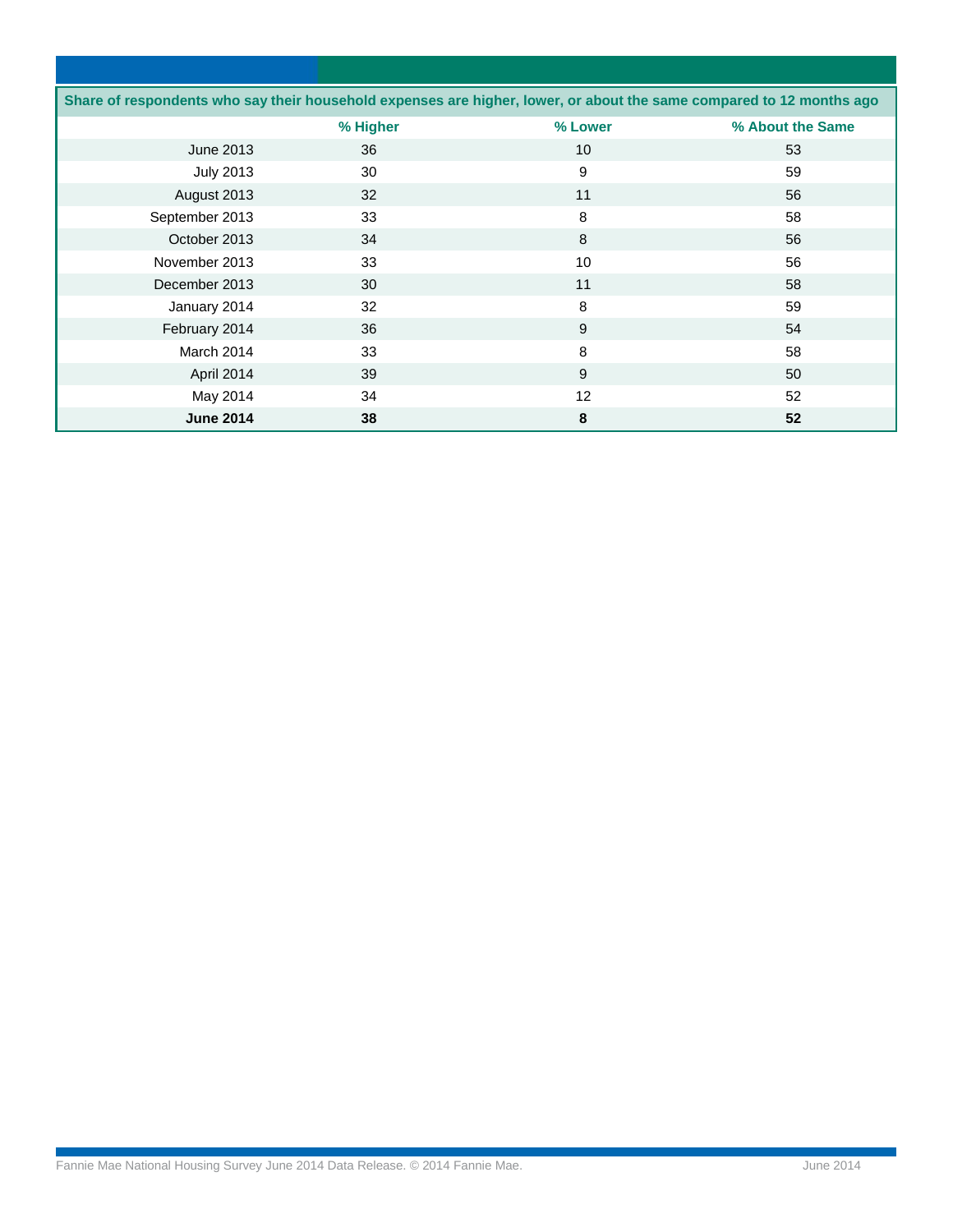| Share of respondents who say their household expenses are higher, lower, or about the same compared to 12 months ago | | | |
|---|---|---|---|
| | % Higher | % Lower | % About the Same |
| June 2013 | 36 | 10 | 53 |
| July 2013 | 30 | 9 | 59 |
| August 2013 | 32 | 11 | 56 |
| September 2013 | 33 | 8 | 58 |
| October 2013 | 34 | 8 | 56 |
| November 2013 | 33 | 10 | 56 |
| December 2013 | 30 | 11 | 58 |
| January 2014 | 32 | 8 | 59 |
| February 2014 | 36 | 9 | 54 |
| March 2014 | 33 | 8 | 58 |
| April 2014 | 39 | 9 | 50 |
| May 2014 | 34 | 12 | 52 |
| **June 2014** | **38** | **8** | **52** |